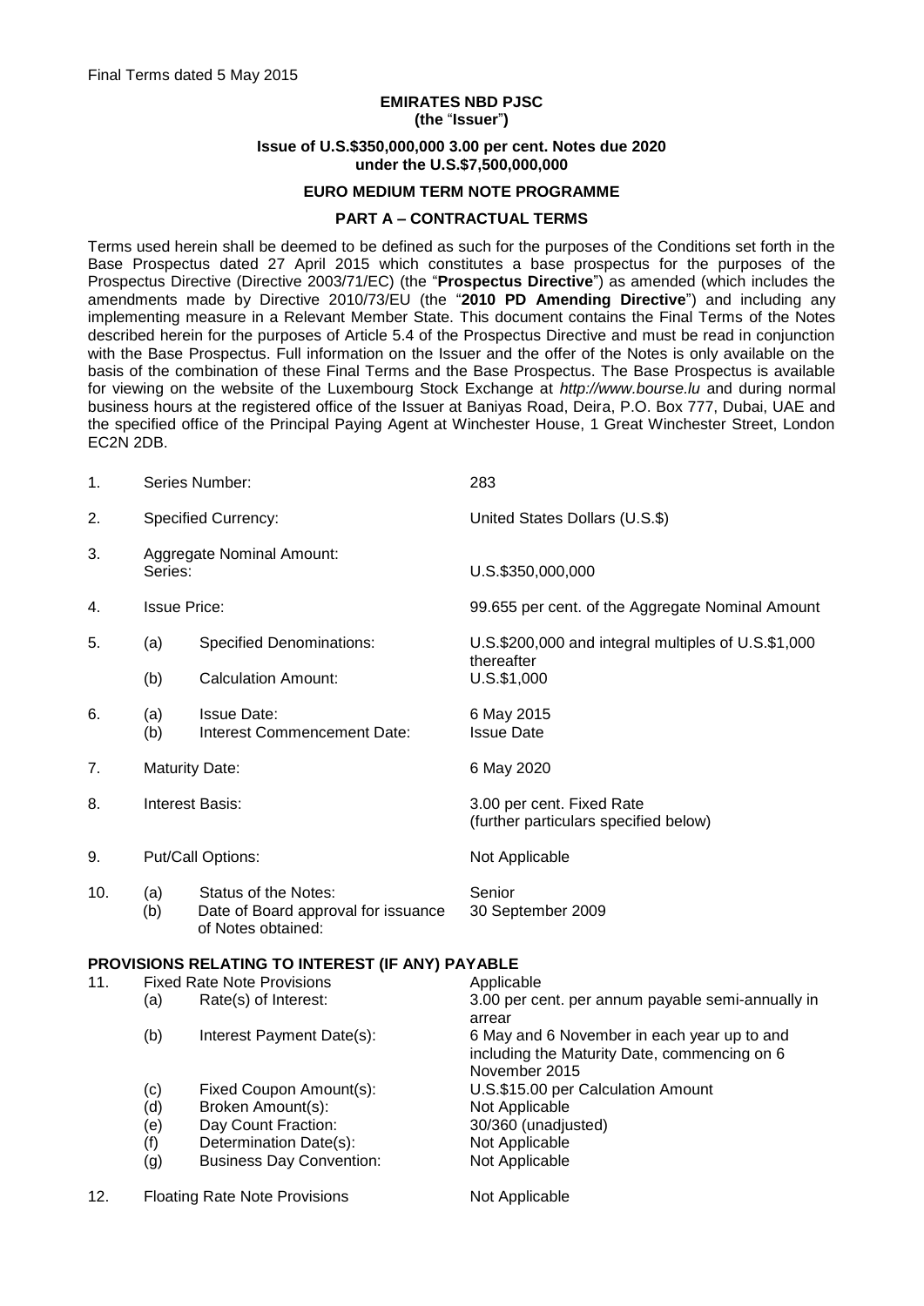Final Terms dated 5 May 2015

**EMIRATES NBD PJSC**
**(the "Issuer")**

**Issue of U.S.$350,000,000 3.00 per cent. Notes due 2020**
**under the U.S.$7,500,000,000**

**EURO MEDIUM TERM NOTE PROGRAMME**

**PART A – CONTRACTUAL TERMS**

Terms used herein shall be deemed to be defined as such for the purposes of the Conditions set forth in the Base Prospectus dated 27 April 2015 which constitutes a base prospectus for the purposes of the Prospectus Directive (Directive 2003/71/EC) (the "**Prospectus Directive**") as amended (which includes the amendments made by Directive 2010/73/EU (the "**2010 PD Amending Directive**") and including any implementing measure in a Relevant Member State. This document contains the Final Terms of the Notes described herein for the purposes of Article 5.4 of the Prospectus Directive and must be read in conjunction with the Base Prospectus. Full information on the Issuer and the offer of the Notes is only available on the basis of the combination of these Final Terms and the Base Prospectus. The Base Prospectus is available for viewing on the website of the Luxembourg Stock Exchange at *http://www.bourse.lu* and during normal business hours at the registered office of the Issuer at Baniyas Road, Deira, P.O. Box 777, Dubai, UAE and the specified office of the Principal Paying Agent at Winchester House, 1 Great Winchester Street, London EC2N 2DB.

| | | | |
|---|---|---|---|
| 1. | Series Number: | | 283 |
| 2. | Specified Currency: | | United States Dollars (U.S.$) |
| 3. | Aggregate Nominal Amount: Series: | | U.S.$350,000,000 |
| 4. | Issue Price: | | 99.655 per cent. of the Aggregate Nominal Amount |
| 5. | (a) | Specified Denominations: | U.S.$200,000 and integral multiples of U.S.$1,000 thereafter |
| | (b) | Calculation Amount: | U.S.$1,000 |
| 6. | (a) | Issue Date: | 6 May 2015 |
| | (b) | Interest Commencement Date: | Issue Date |
| 7. | Maturity Date: | | 6 May 2020 |
| 8. | Interest Basis: | | 3.00 per cent. Fixed Rate (further particulars specified below) |
| 9. | Put/Call Options: | | Not Applicable |
| 10. | (a) | Status of the Notes: | Senior |
| | (b) | Date of Board approval for issuance of Notes obtained: | 30 September 2009 |

**PROVISIONS RELATING TO INTEREST (IF ANY) PAYABLE**

| | | | |
|---|---|---|---|
| 11. | Fixed Rate Note Provisions | | Applicable |
| | (a) | Rate(s) of Interest: | 3.00 per cent. per annum payable semi-annually in arrear |
| | (b) | Interest Payment Date(s): | 6 May and 6 November in each year up to and including the Maturity Date, commencing on 6 November 2015 |
| | (c) | Fixed Coupon Amount(s): | U.S.$15.00 per Calculation Amount |
| | (d) | Broken Amount(s): | Not Applicable |
| | (e) | Day Count Fraction: | 30/360 (unadjusted) |
| | (f) | Determination Date(s): | Not Applicable |
| | (g) | Business Day Convention: | Not Applicable |
| 12. | Floating Rate Note Provisions | | Not Applicable |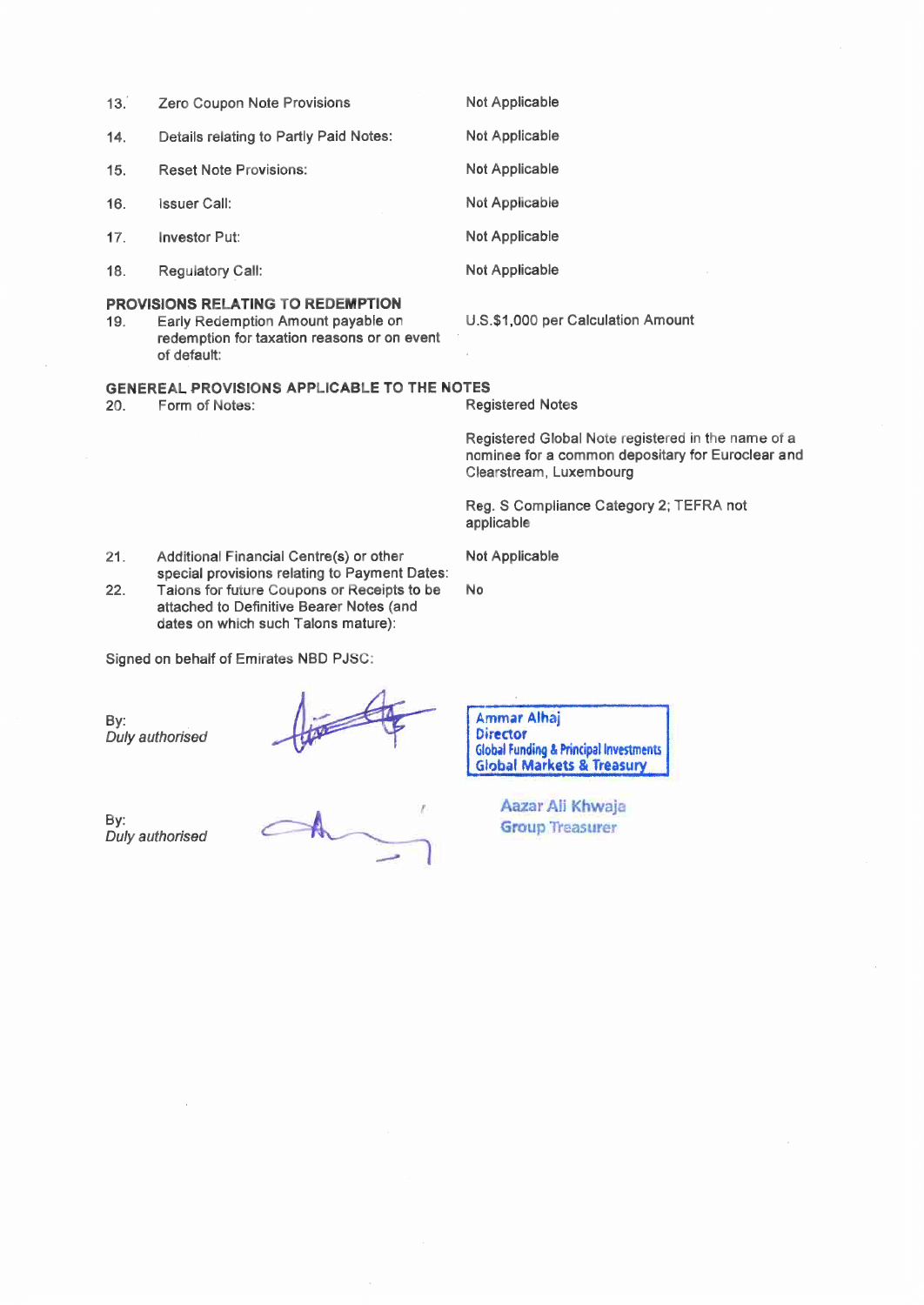| | | |
|---|---|---|
| 13. | Zero Coupon Note Provisions | Not Applicable |
| 14. | Details relating to Partly Paid Notes: | Not Applicable |
| 15. | Reset Note Provisions: | Not Applicable |
| 16. | Issuer Call: | Not Applicable |
| 17. | Investor Put: | Not Applicable |
| 18. | Regulatory Call: | Not Applicable |

**PROVISIONS RELATING TO REDEMPTION**

| | | |
|---|---|---|
| 19. | Early Redemption Amount payable on redemption for taxation reasons or on event of default: | U.S.$1,000 per Calculation Amount |

**GENEREAL PROVISIONS APPLICABLE TO THE NOTES**

| | | |
|---|---|---|
| 20. | Form of Notes: | Registered Notes<br><br>Registered Global Note registered in the name of a nominee for a common depositary for Euroclear and Clearstream, Luxembourg<br><br>Reg. S Compliance Category 2; TEFRA not applicable |
| 21. | Additional Financial Centre(s) or other special provisions relating to Payment Dates: | Not Applicable |
| 22. | Talons for future Coupons or Receipts to be attached to Definitive Bearer Notes (and dates on which such Talons mature): | No |

Signed on behalf of Emirates NBD PJSC:

By:
*Duly authorised*

Ammar Alhaj
Director
Global Funding & Principal Investments
Global Markets & Treasury

By:
*Duly authorised*

Aazar Ali Khwaja
Group Treasurer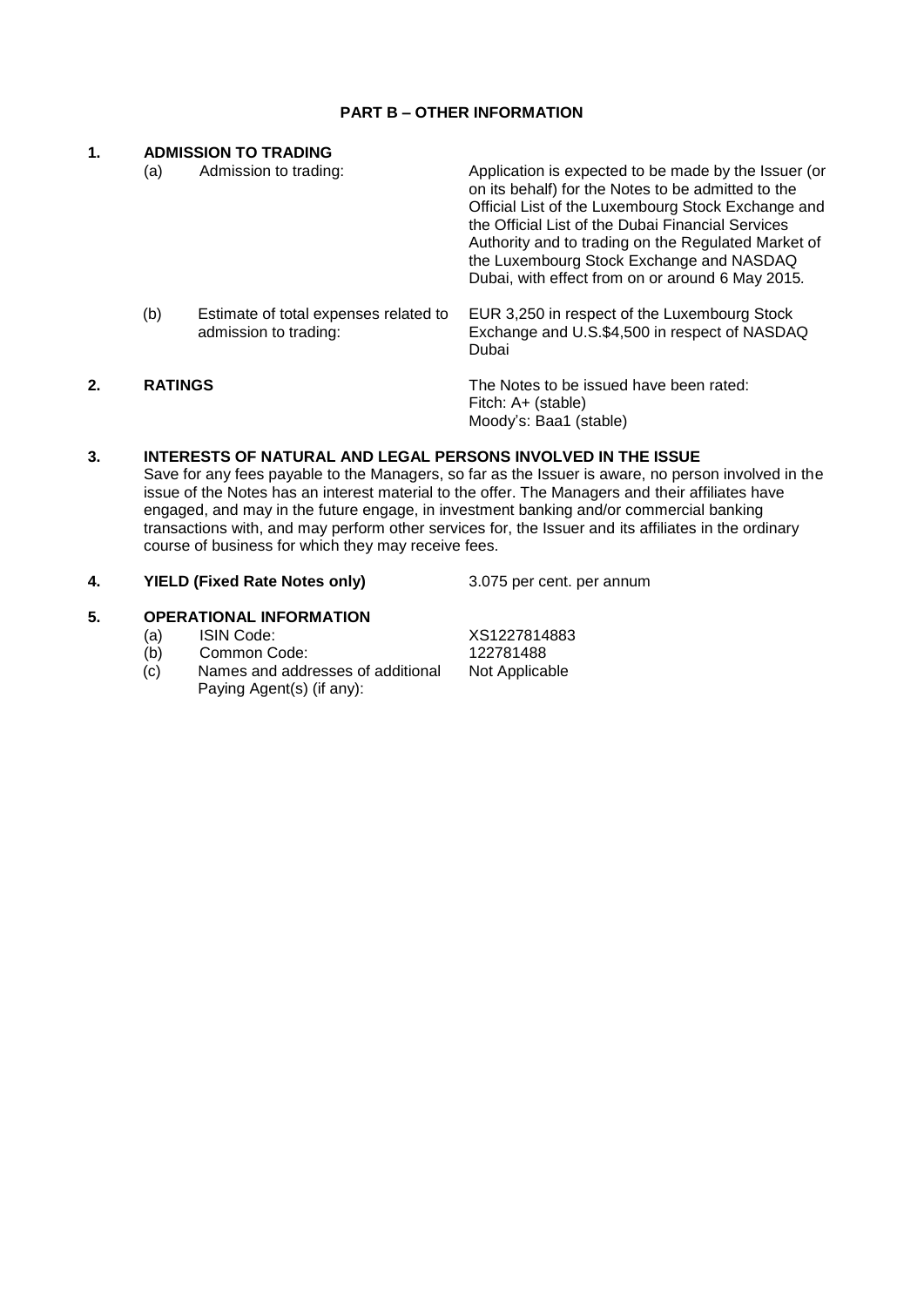## PART B – OTHER INFORMATION

**1. ADMISSION TO TRADING**

| | | |
|---|---|---|
| (a) | Admission to trading: | Application is expected to be made by the Issuer (or on its behalf) for the Notes to be admitted to the Official List of the Luxembourg Stock Exchange and the Official List of the Dubai Financial Services Authority and to trading on the Regulated Market of the Luxembourg Stock Exchange and NASDAQ Dubai, with effect from on or around 6 May 2015. |
| (b) | Estimate of total expenses related to admission to trading: | EUR 3,250 in respect of the Luxembourg Stock Exchange and U.S.$4,500 in respect of NASDAQ Dubai |

**2. RATINGS**

The Notes to be issued have been rated:
Fitch: A+ (stable)
Moody's: Baa1 (stable)

**3. INTERESTS OF NATURAL AND LEGAL PERSONS INVOLVED IN THE ISSUE**

Save for any fees payable to the Managers, so far as the Issuer is aware, no person involved in the issue of the Notes has an interest material to the offer. The Managers and their affiliates have engaged, and may in the future engage, in investment banking and/or commercial banking transactions with, and may perform other services for, the Issuer and its affiliates in the ordinary course of business for which they may receive fees.

**4. YIELD (Fixed Rate Notes only)** 3.075 per cent. per annum

**5. OPERATIONAL INFORMATION**

| | | |
|---|---|---|
| (a) | ISIN Code: | XS1227814883 |
| (b) | Common Code: | 122781488 |
| (c) | Names and addresses of additional Paying Agent(s) (if any): | Not Applicable |